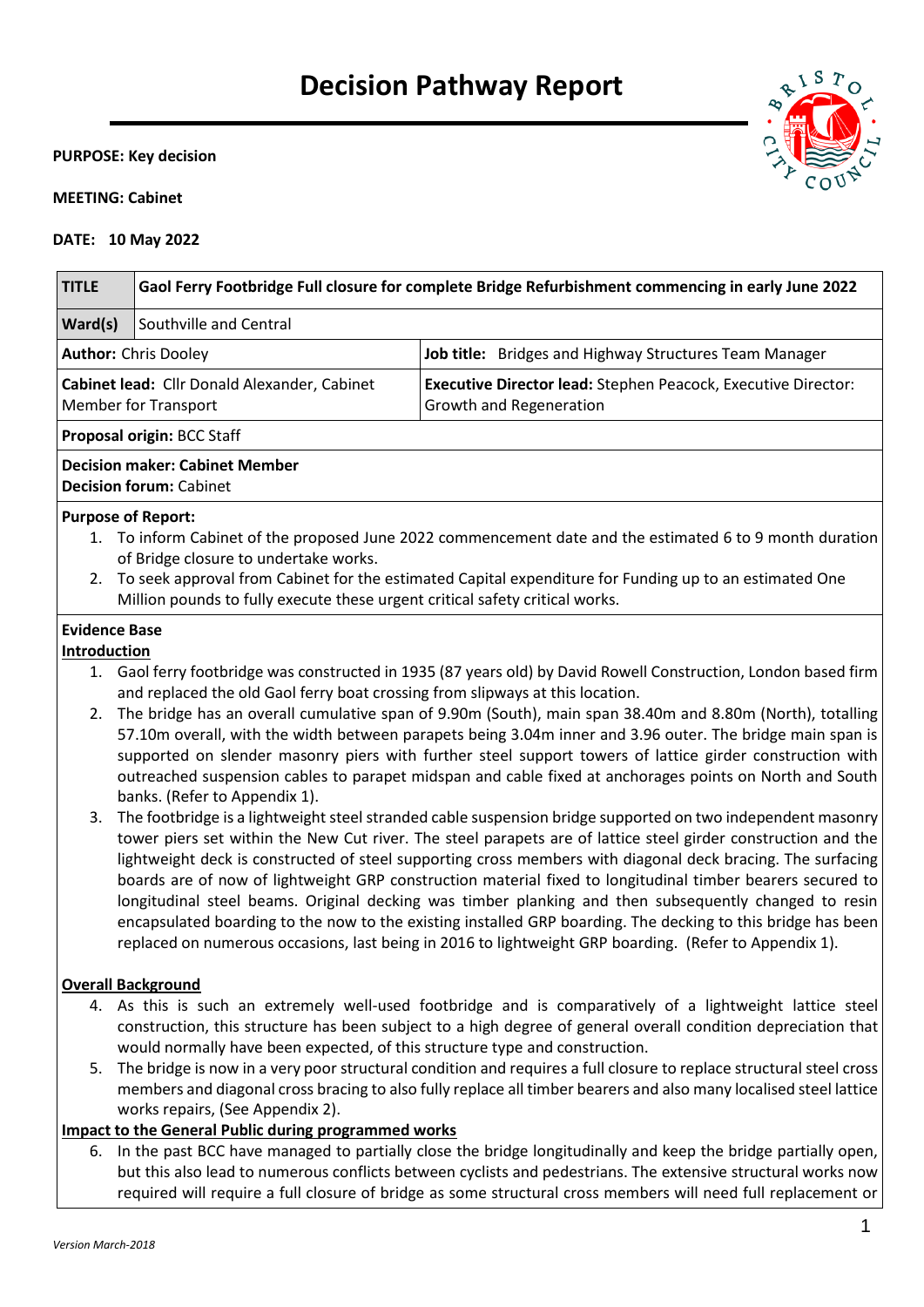# Decision Pathway Report

**PURPOSE: Key decision**

**MEETING: Cabinet**

**DATE: 10 May 2022**

| **TITLE** | **Gaol Ferry Footbridge Full closure for complete Bridge Refurbishment commencing in early June 2022** |
|---|---|
| **Ward(s)** | Southville and Central |

| | |
|---|---|
| **Author:** Chris Dooley | **Job title:** Bridges and Highway Structures Team Manager |
| **Cabinet lead:** Cllr Donald Alexander, Cabinet Member for Transport | **Executive Director lead:** Stephen Peacock, Executive Director: Growth and Regeneration |

**Proposal origin:** BCC Staff

**Decision maker: Cabinet Member**
**Decision forum:** Cabinet

**Purpose of Report:**

1. To inform Cabinet of the proposed June 2022 commencement date and the estimated 6 to 9 month duration of Bridge closure to undertake works.
2. To seek approval from Cabinet for the estimated Capital expenditure for Funding up to an estimated One Million pounds to fully execute these urgent critical safety critical works.

**Evidence Base**

**Introduction**

1. Gaol ferry footbridge was constructed in 1935 (87 years old) by David Rowell Construction, London based firm and replaced the old Gaol ferry boat crossing from slipways at this location.
2. The bridge has an overall cumulative span of 9.90m (South), main span 38.40m and 8.80m (North), totalling 57.10m overall, with the width between parapets being 3.04m inner and 3.96 outer. The bridge main span is supported on slender masonry piers with further steel support towers of lattice girder construction with outreached suspension cables to parapet midspan and cable fixed at anchorages points on North and South banks. (Refer to Appendix 1).
3. The footbridge is a lightweight steel stranded cable suspension bridge supported on two independent masonry tower piers set within the New Cut river. The steel parapets are of lattice steel girder construction and the lightweight deck is constructed of steel supporting cross members with diagonal deck bracing. The surfacing boards are of now of lightweight GRP construction material fixed to longitudinal timber bearers secured to longitudinal steel beams. Original decking was timber planking and then subsequently changed to resin encapsulated boarding to the now to the existing installed GRP boarding. The decking to this bridge has been replaced on numerous occasions, last being in 2016 to lightweight GRP boarding. (Refer to Appendix 1).

**Overall Background**

4. As this is such an extremely well-used footbridge and is comparatively of a lightweight lattice steel construction, this structure has been subject to a high degree of general overall condition depreciation that would normally have been expected, of this structure type and construction.
5. The bridge is now in a very poor structural condition and requires a full closure to replace structural steel cross members and diagonal cross bracing to also fully replace all timber bearers and also many localised steel lattice works repairs, (See Appendix 2).

**Impact to the General Public during programmed works**

6. In the past BCC have managed to partially close the bridge longitudinally and keep the bridge partially open, but this also lead to numerous conflicts between cyclists and pedestrians. The extensive structural works now required will require a full closure of bridge as some structural cross members will need full replacement or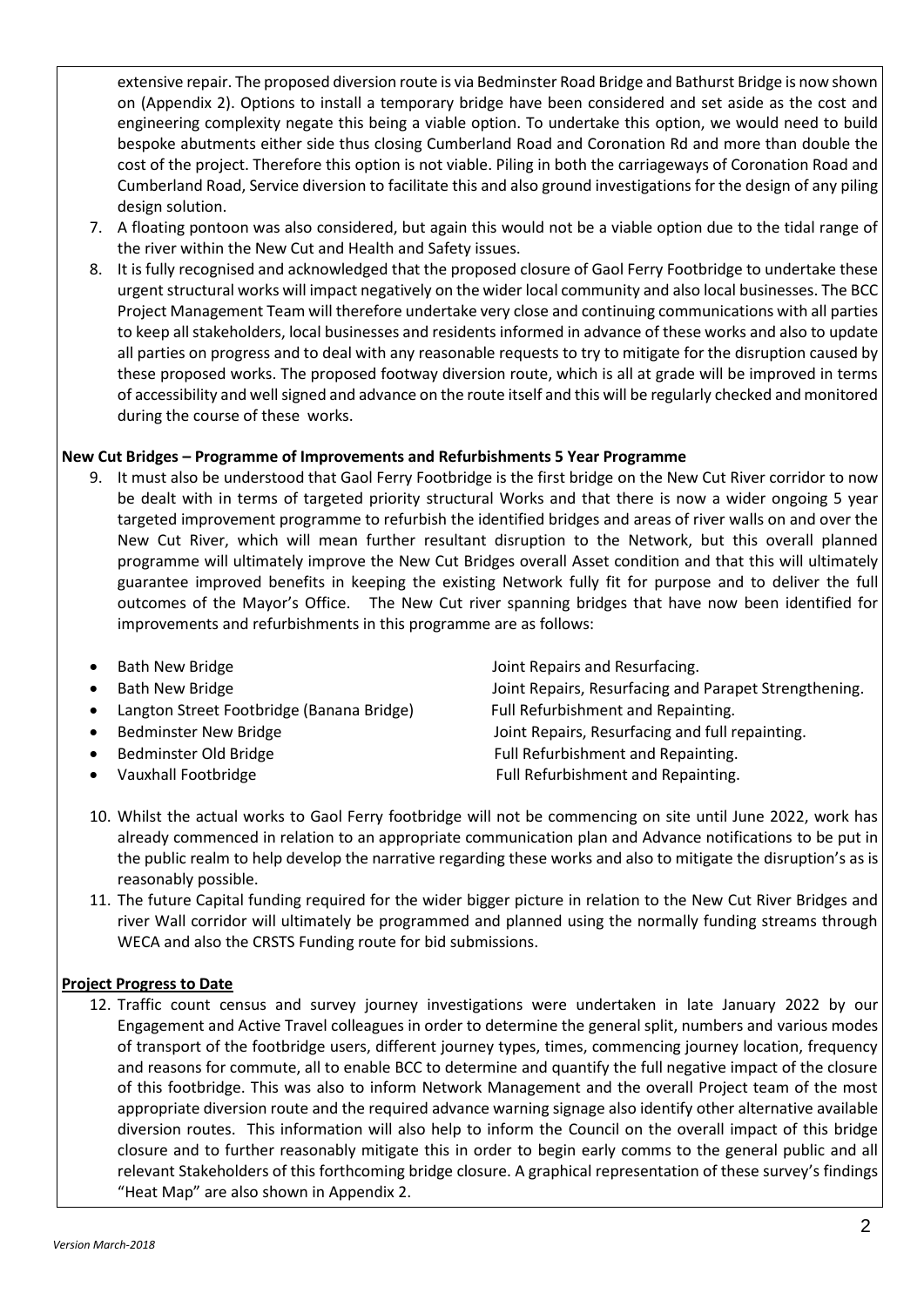extensive repair. The proposed diversion route is via Bedminster Road Bridge and Bathurst Bridge is now shown on (Appendix 2). Options to install a temporary bridge have been considered and set aside as the cost and engineering complexity negate this being a viable option. To undertake this option, we would need to build bespoke abutments either side thus closing Cumberland Road and Coronation Rd and more than double the cost of the project. Therefore this option is not viable. Piling in both the carriageways of Coronation Road and Cumberland Road, Service diversion to facilitate this and also ground investigations for the design of any piling design solution.

7. A floating pontoon was also considered, but again this would not be a viable option due to the tidal range of the river within the New Cut and Health and Safety issues.
8. It is fully recognised and acknowledged that the proposed closure of Gaol Ferry Footbridge to undertake these urgent structural works will impact negatively on the wider local community and also local businesses. The BCC Project Management Team will therefore undertake very close and continuing communications with all parties to keep all stakeholders, local businesses and residents informed in advance of these works and also to update all parties on progress and to deal with any reasonable requests to try to mitigate for the disruption caused by these proposed works. The proposed footway diversion route, which is all at grade will be improved in terms of accessibility and well signed and advance on the route itself and this will be regularly checked and monitored during the course of these works.

**New Cut Bridges – Programme of Improvements and Refurbishments 5 Year Programme**

9. It must also be understood that Gaol Ferry Footbridge is the first bridge on the New Cut River corridor to now be dealt with in terms of targeted priority structural Works and that there is now a wider ongoing 5 year targeted improvement programme to refurbish the identified bridges and areas of river walls on and over the New Cut River, which will mean further resultant disruption to the Network, but this overall planned programme will ultimately improve the New Cut Bridges overall Asset condition and that this will ultimately guarantee improved benefits in keeping the existing Network fully fit for purpose and to deliver the full outcomes of the Mayor's Office. The New Cut river spanning bridges that have now been identified for improvements and refurbishments in this programme are as follows:

- Bath New Bridge — Joint Repairs and Resurfacing.
- Bath New Bridge — Joint Repairs, Resurfacing and Parapet Strengthening.
- Langton Street Footbridge (Banana Bridge) — Full Refurbishment and Repainting.
- Bedminster New Bridge — Joint Repairs, Resurfacing and full repainting.
- Bedminster Old Bridge — Full Refurbishment and Repainting.
- Vauxhall Footbridge — Full Refurbishment and Repainting.

10. Whilst the actual works to Gaol Ferry footbridge will not be commencing on site until June 2022, work has already commenced in relation to an appropriate communication plan and Advance notifications to be put in the public realm to help develop the narrative regarding these works and also to mitigate the disruption's as is reasonably possible.
11. The future Capital funding required for the wider bigger picture in relation to the New Cut River Bridges and river Wall corridor will ultimately be programmed and planned using the normally funding streams through WECA and also the CRSTS Funding route for bid submissions.

**Project Progress to Date**

12. Traffic count census and survey journey investigations were undertaken in late January 2022 by our Engagement and Active Travel colleagues in order to determine the general split, numbers and various modes of transport of the footbridge users, different journey types, times, commencing journey location, frequency and reasons for commute, all to enable BCC to determine and quantify the full negative impact of the closure of this footbridge. This was also to inform Network Management and the overall Project team of the most appropriate diversion route and the required advance warning signage also identify other alternative available diversion routes. This information will also help to inform the Council on the overall impact of this bridge closure and to further reasonably mitigate this in order to begin early comms to the general public and all relevant Stakeholders of this forthcoming bridge closure. A graphical representation of these survey's findings "Heat Map" are also shown in Appendix 2.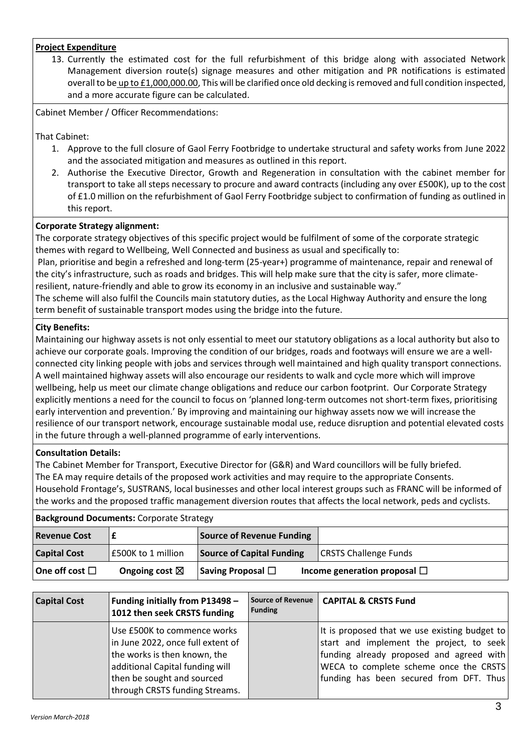**Project Expenditure**

13. Currently the estimated cost for the full refurbishment of this bridge along with associated Network Management diversion route(s) signage measures and other mitigation and PR notifications is estimated overall to be up to £1,000,000.00, This will be clarified once old decking is removed and full condition inspected, and a more accurate figure can be calculated.

Cabinet Member / Officer Recommendations:

That Cabinet:

1. Approve to the full closure of Gaol Ferry Footbridge to undertake structural and safety works from June 2022 and the associated mitigation and measures as outlined in this report.
2. Authorise the Executive Director, Growth and Regeneration in consultation with the cabinet member for transport to take all steps necessary to procure and award contracts (including any over £500K), up to the cost of £1.0 million on the refurbishment of Gaol Ferry Footbridge subject to confirmation of funding as outlined in this report.

**Corporate Strategy alignment:**

The corporate strategy objectives of this specific project would be fulfilment of some of the corporate strategic themes with regard to Wellbeing, Well Connected and business as usual and specifically to:

Plan, prioritise and begin a refreshed and long-term (25-year+) programme of maintenance, repair and renewal of the city's infrastructure, such as roads and bridges. This will help make sure that the city is safer, more climate-resilient, nature-friendly and able to grow its economy in an inclusive and sustainable way."

The scheme will also fulfil the Councils main statutory duties, as the Local Highway Authority and ensure the long term benefit of sustainable transport modes using the bridge into the future.

**City Benefits:**

Maintaining our highway assets is not only essential to meet our statutory obligations as a local authority but also to achieve our corporate goals. Improving the condition of our bridges, roads and footways will ensure we are a well-connected city linking people with jobs and services through well maintained and high quality transport connections. A well maintained highway assets will also encourage our residents to walk and cycle more which will improve wellbeing, help us meet our climate change obligations and reduce our carbon footprint. Our Corporate Strategy explicitly mentions a need for the council to focus on 'planned long-term outcomes not short-term fixes, prioritising early intervention and prevention.' By improving and maintaining our highway assets now we will increase the resilience of our transport network, encourage sustainable modal use, reduce disruption and potential elevated costs in the future through a well-planned programme of early interventions.

**Consultation Details:**

The Cabinet Member for Transport, Executive Director for (G&R) and Ward councillors will be fully briefed.
The EA may require details of the proposed work activities and may require to the appropriate Consents.
Household Frontage's, SUSTRANS, local businesses and other local interest groups such as FRANC will be informed of the works and the proposed traffic management diversion routes that affects the local network, peds and cyclists.

**Background Documents:** Corporate Strategy

| **Revenue Cost** | £ | **Source of Revenue Funding** | |
|---|---|---|---|
| **Capital Cost** | £500K to 1 million | **Source of Capital Funding** | CRSTS Challenge Funds |
| **One off cost** ☐ | **Ongoing cost** ☒ | **Saving Proposal** ☐ | **Income generation proposal** ☐ |

| **Capital Cost** | **Funding initially from P13498 – 1012 then seek CRSTS funding** | **Source of Revenue Funding** | **CAPITAL & CRSTS Fund** |
|---|---|---|---|
| | Use £500K to commence works in June 2022, once full extent of the works is then known, the additional Capital funding will then be sought and sourced through CRSTS funding Streams. | | It is proposed that we use existing budget to start and implement the project, to seek funding already proposed and agreed with WECA to complete scheme once the CRSTS funding has been secured from DFT. Thus |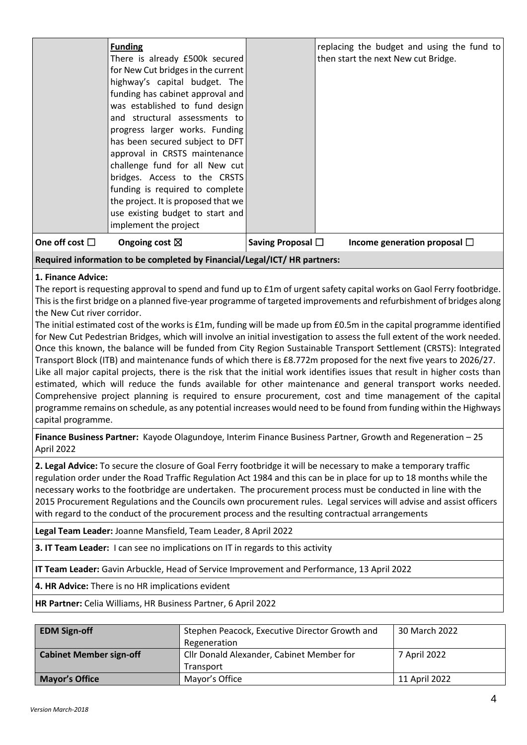| | **Funding** There is already £500k secured for New Cut bridges in the current highway's capital budget. The funding has cabinet approval and was established to fund design and structural assessments to progress larger works. Funding has been secured subject to DFT approval in CRSTS maintenance challenge fund for all New cut bridges. Access to the CRSTS funding is required to complete the project. It is proposed that we use existing budget to start and implement the project | | replacing the budget and using the fund to then start the next New cut Bridge. |
|---|---|---|---|
| **One off cost** ☐ | **Ongoing cost** ☒ | **Saving Proposal** ☐ | **Income generation proposal** ☐ |

**Required information to be completed by Financial/Legal/ICT/ HR partners:**

**1. Finance Advice:**
The report is requesting approval to spend and fund up to £1m of urgent safety capital works on Gaol Ferry footbridge. This is the first bridge on a planned five-year programme of targeted improvements and refurbishment of bridges along the New Cut river corridor.
The initial estimated cost of the works is £1m, funding will be made up from £0.5m in the capital programme identified for New Cut Pedestrian Bridges, which will involve an initial investigation to assess the full extent of the work needed. Once this known, the balance will be funded from City Region Sustainable Transport Settlement (CRSTS): Integrated Transport Block (ITB) and maintenance funds of which there is £8.772m proposed for the next five years to 2026/27.
Like all major capital projects, there is the risk that the initial work identifies issues that result in higher costs than estimated, which will reduce the funds available for other maintenance and general transport works needed. Comprehensive project planning is required to ensure procurement, cost and time management of the capital programme remains on schedule, as any potential increases would need to be found from funding within the Highways capital programme.

**Finance Business Partner:** Kayode Olagundoye, Interim Finance Business Partner, Growth and Regeneration – 25 April 2022

**2. Legal Advice:** To secure the closure of Goal Ferry footbridge it will be necessary to make a temporary traffic regulation order under the Road Traffic Regulation Act 1984 and this can be in place for up to 18 months while the necessary works to the footbridge are undertaken. The procurement process must be conducted in line with the 2015 Procurement Regulations and the Councils own procurement rules. Legal services will advise and assist officers with regard to the conduct of the procurement process and the resulting contractual arrangements

**Legal Team Leader:** Joanne Mansfield, Team Leader, 8 April 2022

**3. IT Team Leader:** I can see no implications on IT in regards to this activity

**IT Team Leader:** Gavin Arbuckle, Head of Service Improvement and Performance, 13 April 2022

**4. HR Advice:** There is no HR implications evident

**HR Partner:** Celia Williams, HR Business Partner, 6 April 2022

| **EDM Sign-off** | Stephen Peacock, Executive Director Growth and Regeneration | 30 March 2022 |
|---|---|---|
| **Cabinet Member sign-off** | Cllr Donald Alexander, Cabinet Member for Transport | 7 April 2022 |
| **Mayor's Office** | Mayor's Office | 11 April 2022 |

*Version March-2018*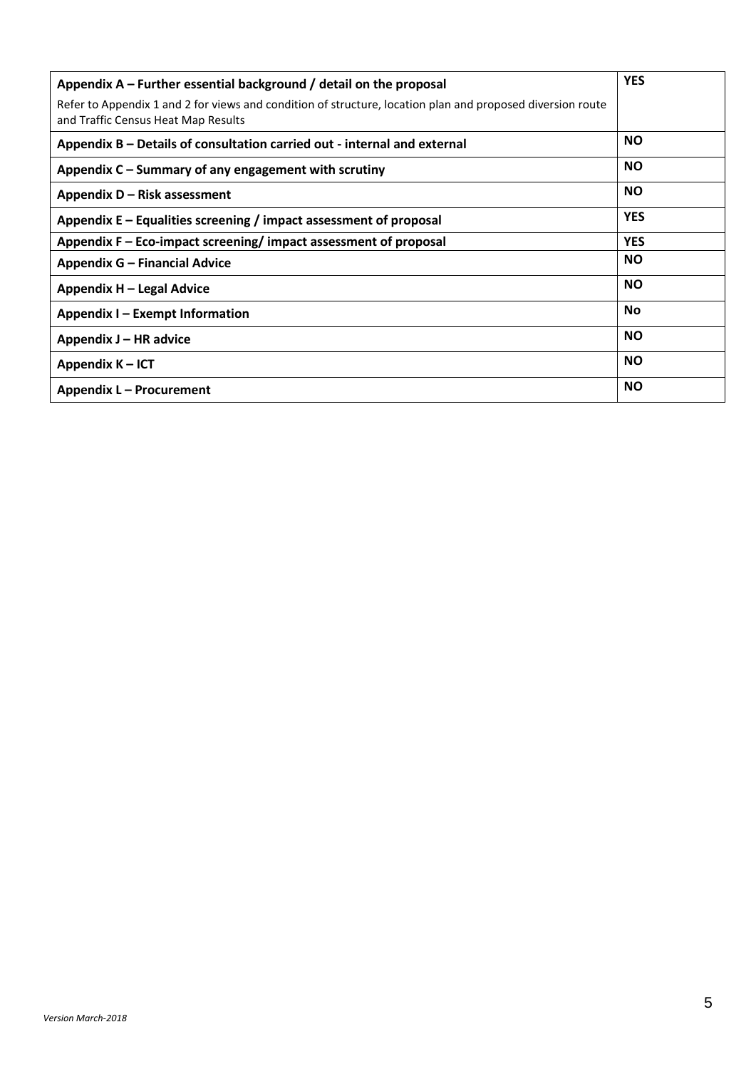| | |
|---|---|
| **Appendix A – Further essential background / detail on the proposal**<br>Refer to Appendix 1 and 2 for views and condition of structure, location plan and proposed diversion route and Traffic Census Heat Map Results | **YES** |
| **Appendix B – Details of consultation carried out - internal and external** | **NO** |
| **Appendix C – Summary of any engagement with scrutiny** | **NO** |
| **Appendix D – Risk assessment** | **NO** |
| **Appendix E – Equalities screening / impact assessment of proposal** | **YES** |
| **Appendix F – Eco-impact screening/ impact assessment of proposal** | **YES** |
| **Appendix G – Financial Advice** | **NO** |
| **Appendix H – Legal Advice** | **NO** |
| **Appendix I – Exempt Information** | **No** |
| **Appendix J – HR advice** | **NO** |
| **Appendix K – ICT** | **NO** |
| **Appendix L – Procurement** | **NO** |

*Version March-2018*